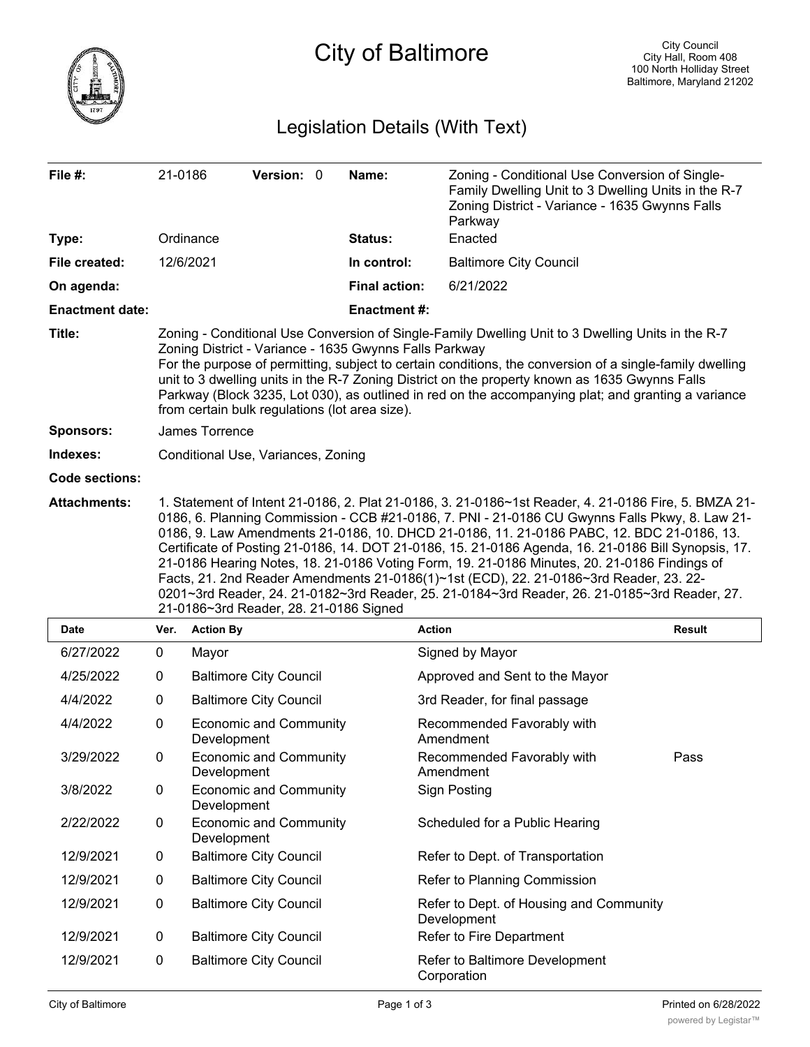# City of Baltimore

City Council
City Hall, Room 408
100 North Holliday Street
Baltimore, Maryland 21202

## Legislation Details (With Text)

| | | | |
|---|---|---|---|
| **File #:** | 21-0186 **Version:** 0 | **Name:** | Zoning - Conditional Use Conversion of Single-Family Dwelling Unit to 3 Dwelling Units in the R-7 Zoning District - Variance - 1635 Gwynns Falls Parkway |
| **Type:** | Ordinance | **Status:** | Enacted |
| **File created:** | 12/6/2021 | **In control:** | Baltimore City Council |
| **On agenda:** | | **Final action:** | 6/21/2022 |
| **Enactment date:** | | **Enactment #:** | |

**Title:** Zoning - Conditional Use Conversion of Single-Family Dwelling Unit to 3 Dwelling Units in the R-7 Zoning District - Variance - 1635 Gwynns Falls Parkway
For the purpose of permitting, subject to certain conditions, the conversion of a single-family dwelling unit to 3 dwelling units in the R-7 Zoning District on the property known as 1635 Gwynns Falls Parkway (Block 3235, Lot 030), as outlined in red on the accompanying plat; and granting a variance from certain bulk regulations (lot area size).

**Sponsors:** James Torrence

**Indexes:** Conditional Use, Variances, Zoning

**Code sections:**

**Attachments:** 1. Statement of Intent 21-0186, 2. Plat 21-0186, 3. 21-0186~1st Reader, 4. 21-0186 Fire, 5. BMZA 21-0186, 6. Planning Commission - CCB #21-0186, 7. PNI - 21-0186 CU Gwynns Falls Pkwy, 8. Law 21-0186, 9. Law Amendments 21-0186, 10. DHCD 21-0186, 11. 21-0186 PABC, 12. BDC 21-0186, 13. Certificate of Posting 21-0186, 14. DOT 21-0186, 15. 21-0186 Agenda, 16. 21-0186 Bill Synopsis, 17. 21-0186 Hearing Notes, 18. 21-0186 Voting Form, 19. 21-0186 Minutes, 20. 21-0186 Findings of Facts, 21. 2nd Reader Amendments 21-0186(1)~1st (ECD), 22. 21-0186~3rd Reader, 23. 22-0201~3rd Reader, 24. 21-0182~3rd Reader, 25. 21-0184~3rd Reader, 26. 21-0185~3rd Reader, 27. 21-0186~3rd Reader, 28. 21-0186 Signed

| Date | Ver. | Action By | Action | Result |
|---|---|---|---|---|
| 6/27/2022 | 0 | Mayor | Signed by Mayor | |
| 4/25/2022 | 0 | Baltimore City Council | Approved and Sent to the Mayor | |
| 4/4/2022 | 0 | Baltimore City Council | 3rd Reader, for final passage | |
| 4/4/2022 | 0 | Economic and Community Development | Recommended Favorably with Amendment | |
| 3/29/2022 | 0 | Economic and Community Development | Recommended Favorably with Amendment | Pass |
| 3/8/2022 | 0 | Economic and Community Development | Sign Posting | |
| 2/22/2022 | 0 | Economic and Community Development | Scheduled for a Public Hearing | |
| 12/9/2021 | 0 | Baltimore City Council | Refer to Dept. of Transportation | |
| 12/9/2021 | 0 | Baltimore City Council | Refer to Planning Commission | |
| 12/9/2021 | 0 | Baltimore City Council | Refer to Dept. of Housing and Community Development | |
| 12/9/2021 | 0 | Baltimore City Council | Refer to Fire Department | |
| 12/9/2021 | 0 | Baltimore City Council | Refer to Baltimore Development Corporation | |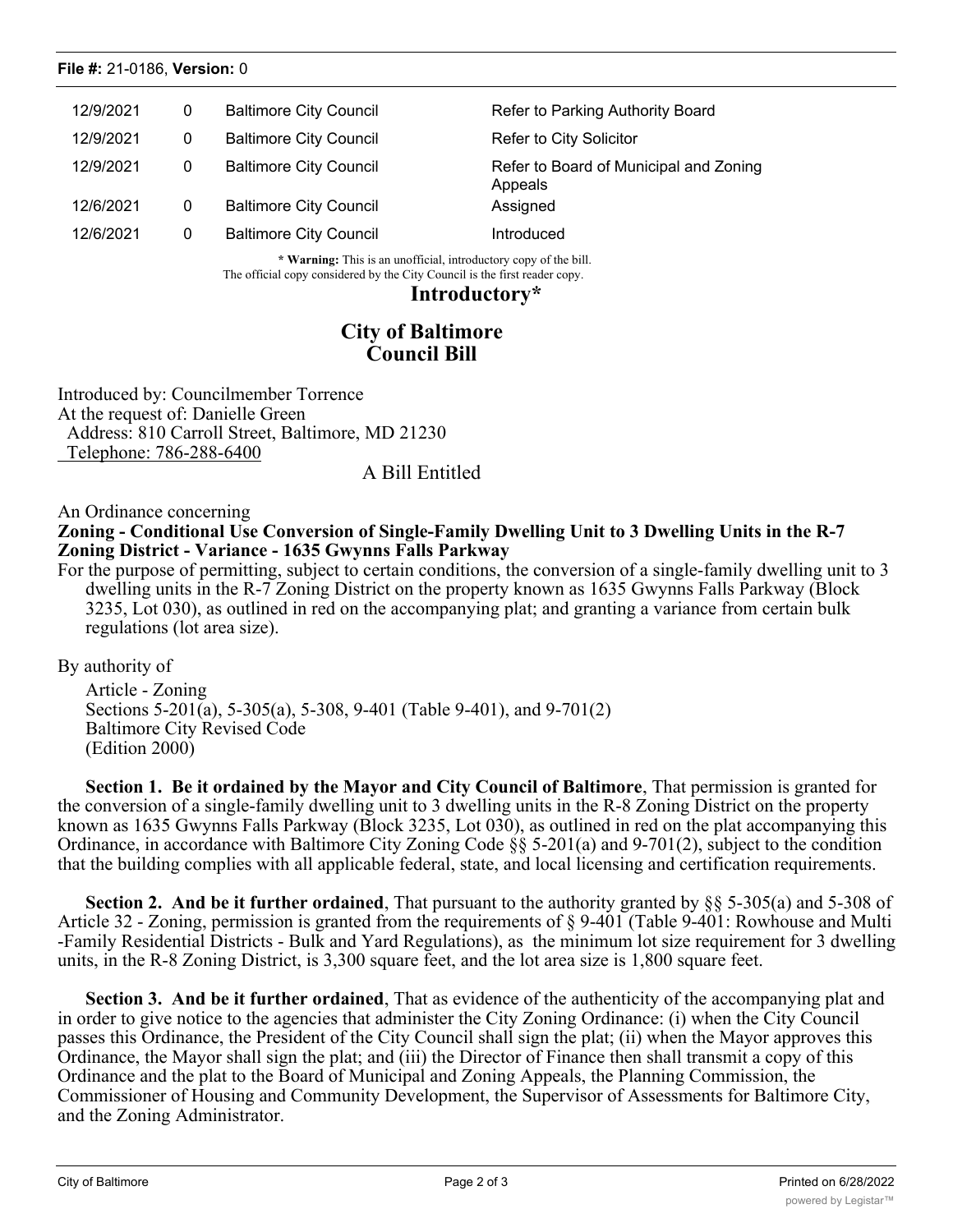**File #:** 21-0186, **Version:** 0

| | | | |
|---|---|---|---|
| 12/9/2021 | 0 | Baltimore City Council | Refer to Parking Authority Board |
| 12/9/2021 | 0 | Baltimore City Council | Refer to City Solicitor |
| 12/9/2021 | 0 | Baltimore City Council | Refer to Board of Municipal and Zoning Appeals |
| 12/6/2021 | 0 | Baltimore City Council | Assigned |
| 12/6/2021 | 0 | Baltimore City Council | Introduced |

*** Warning:** This is an unofficial, introductory copy of the bill.
The official copy considered by the City Council is the first reader copy.

## Introductory*

## City of Baltimore
## Council Bill

Introduced by: Councilmember Torrence
At the request of: Danielle Green
Address: 810 Carroll Street, Baltimore, MD 21230
Telephone: 786-288-6400

A Bill Entitled

An Ordinance concerning

**Zoning - Conditional Use Conversion of Single-Family Dwelling Unit to 3 Dwelling Units in the R-7 Zoning District - Variance - 1635 Gwynns Falls Parkway**

For the purpose of permitting, subject to certain conditions, the conversion of a single-family dwelling unit to 3 dwelling units in the R-7 Zoning District on the property known as 1635 Gwynns Falls Parkway (Block 3235, Lot 030), as outlined in red on the accompanying plat; and granting a variance from certain bulk regulations (lot area size).

By authority of

Article - Zoning
Sections 5-201(a), 5-305(a), 5-308, 9-401 (Table 9-401), and 9-701(2)
Baltimore City Revised Code
(Edition 2000)

**Section 1. Be it ordained by the Mayor and City Council of Baltimore**, That permission is granted for the conversion of a single-family dwelling unit to 3 dwelling units in the R-8 Zoning District on the property known as 1635 Gwynns Falls Parkway (Block 3235, Lot 030), as outlined in red on the plat accompanying this Ordinance, in accordance with Baltimore City Zoning Code §§ 5-201(a) and 9-701(2), subject to the condition that the building complies with all applicable federal, state, and local licensing and certification requirements.

**Section 2. And be it further ordained**, That pursuant to the authority granted by §§ 5-305(a) and 5-308 of Article 32 - Zoning, permission is granted from the requirements of § 9-401 (Table 9-401: Rowhouse and Multi-Family Residential Districts - Bulk and Yard Regulations), as the minimum lot size requirement for 3 dwelling units, in the R-8 Zoning District, is 3,300 square feet, and the lot area size is 1,800 square feet.

**Section 3. And be it further ordained**, That as evidence of the authenticity of the accompanying plat and in order to give notice to the agencies that administer the City Zoning Ordinance: (i) when the City Council passes this Ordinance, the President of the City Council shall sign the plat; (ii) when the Mayor approves this Ordinance, the Mayor shall sign the plat; and (iii) the Director of Finance then shall transmit a copy of this Ordinance and the plat to the Board of Municipal and Zoning Appeals, the Planning Commission, the Commissioner of Housing and Community Development, the Supervisor of Assessments for Baltimore City, and the Zoning Administrator.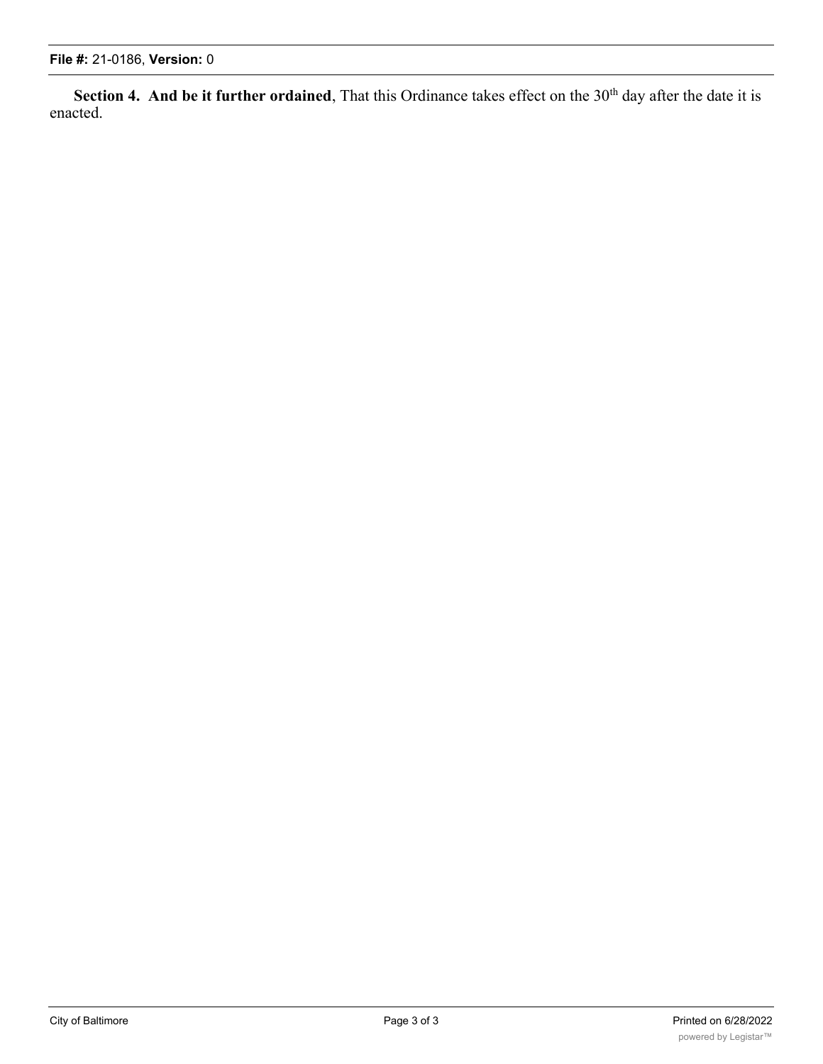**Section 4. And be it further ordained**, That this Ordinance takes effect on the 30th day after the date it is enacted.